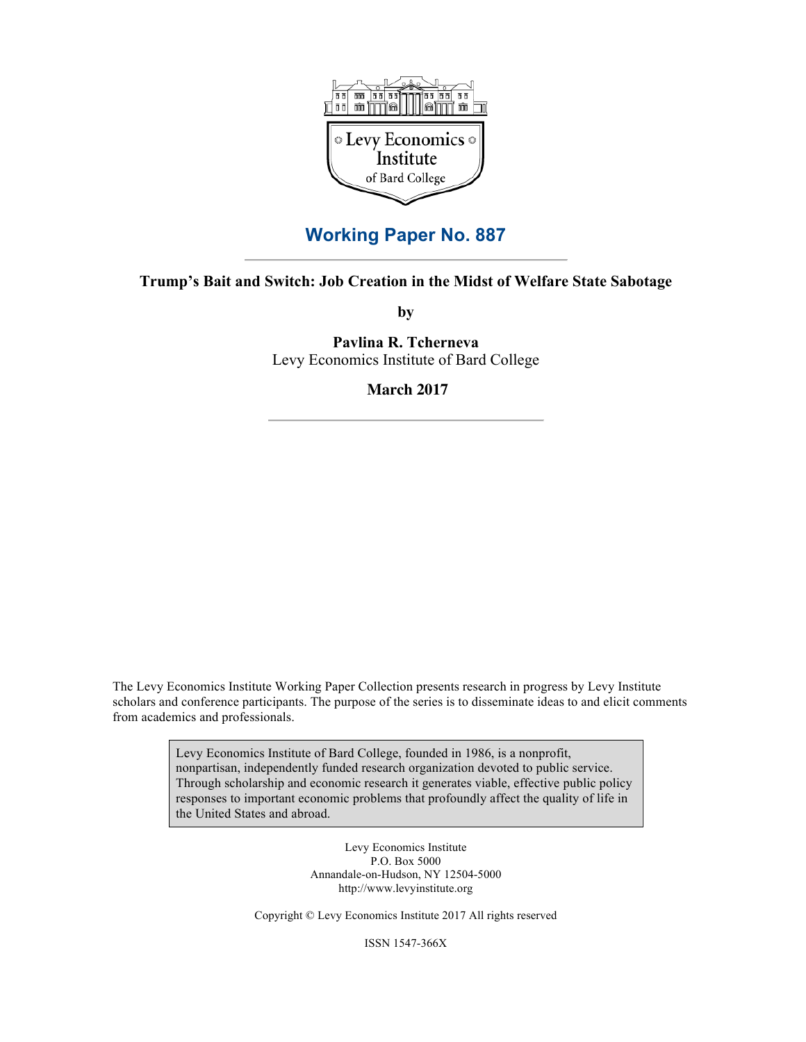Levy Economics Institute of Bard College

## Working Paper No. 887

**Trump's Bait and Switch: Job Creation in the Midst of Welfare State Sabotage**

**by**

**Pavlina R. Tcherneva**
Levy Economics Institute of Bard College

**March 2017**

The Levy Economics Institute Working Paper Collection presents research in progress by Levy Institute scholars and conference participants. The purpose of the series is to disseminate ideas to and elicit comments from academics and professionals.

> Levy Economics Institute of Bard College, founded in 1986, is a nonprofit, nonpartisan, independently funded research organization devoted to public service. Through scholarship and economic research it generates viable, effective public policy responses to important economic problems that profoundly affect the quality of life in the United States and abroad.

Levy Economics Institute
P.O. Box 5000
Annandale-on-Hudson, NY 12504-5000
http://www.levyinstitute.org

Copyright © Levy Economics Institute 2017 All rights reserved

ISSN 1547-366X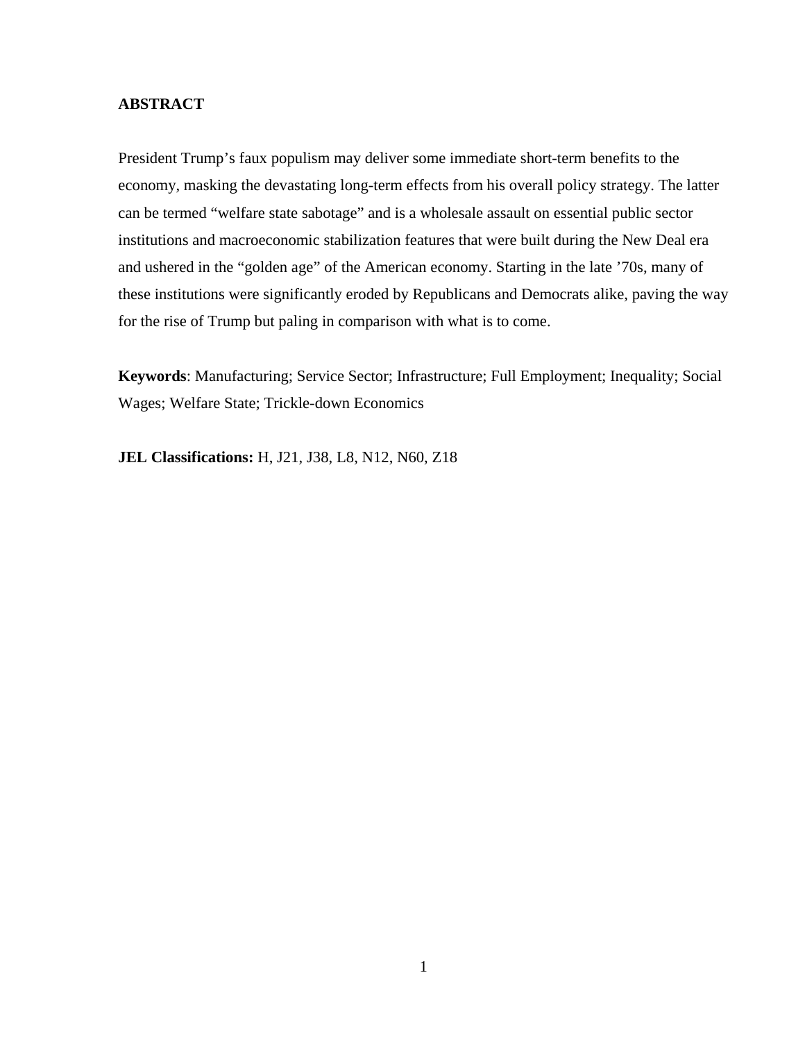## ABSTRACT

President Trump's faux populism may deliver some immediate short-term benefits to the economy, masking the devastating long-term effects from his overall policy strategy. The latter can be termed "welfare state sabotage" and is a wholesale assault on essential public sector institutions and macroeconomic stabilization features that were built during the New Deal era and ushered in the "golden age" of the American economy. Starting in the late '70s, many of these institutions were significantly eroded by Republicans and Democrats alike, paving the way for the rise of Trump but paling in comparison with what is to come.

**Keywords**: Manufacturing; Service Sector; Infrastructure; Full Employment; Inequality; Social Wages; Welfare State; Trickle-down Economics

**JEL Classifications:** H, J21, J38, L8, N12, N60, Z18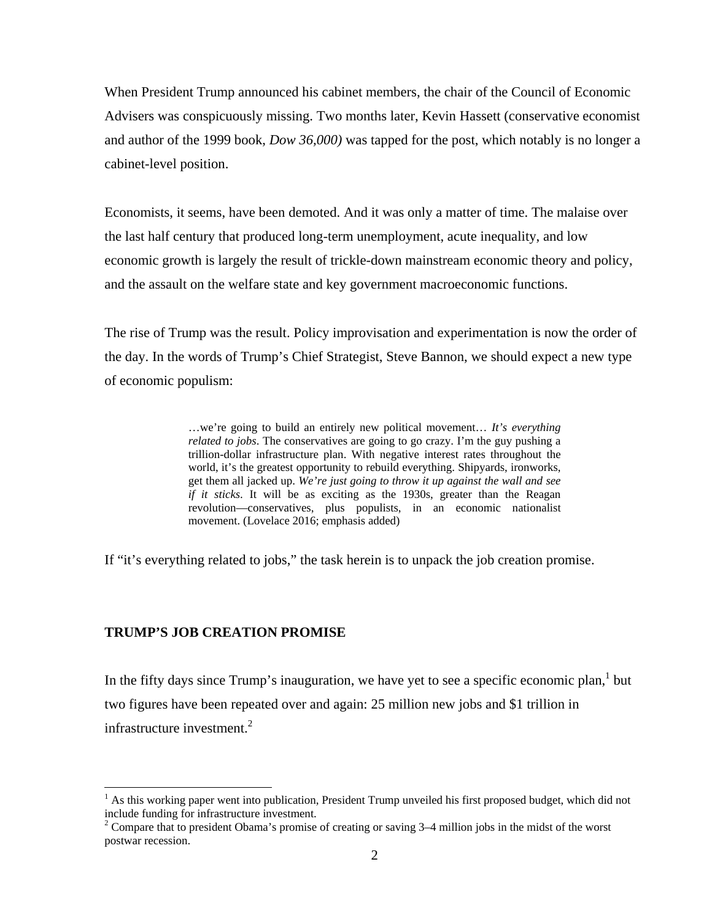When President Trump announced his cabinet members, the chair of the Council of Economic Advisers was conspicuously missing. Two months later, Kevin Hassett (conservative economist and author of the 1999 book, *Dow 36,000)* was tapped for the post, which notably is no longer a cabinet-level position.

Economists, it seems, have been demoted. And it was only a matter of time. The malaise over the last half century that produced long-term unemployment, acute inequality, and low economic growth is largely the result of trickle-down mainstream economic theory and policy, and the assault on the welfare state and key government macroeconomic functions.

The rise of Trump was the result. Policy improvisation and experimentation is now the order of the day. In the words of Trump's Chief Strategist, Steve Bannon, we should expect a new type of economic populism:

> …we're going to build an entirely new political movement… *It's everything related to jobs*. The conservatives are going to go crazy. I'm the guy pushing a trillion-dollar infrastructure plan. With negative interest rates throughout the world, it's the greatest opportunity to rebuild everything. Shipyards, ironworks, get them all jacked up. *We're just going to throw it up against the wall and see if it sticks*. It will be as exciting as the 1930s, greater than the Reagan revolution—conservatives, plus populists, in an economic nationalist movement. (Lovelace 2016; emphasis added)

If "it's everything related to jobs," the task herein is to unpack the job creation promise.

## TRUMP'S JOB CREATION PROMISE

In the fifty days since Trump's inauguration, we have yet to see a specific economic plan,[1] but two figures have been repeated over and again: 25 million new jobs and $1 trillion in infrastructure investment.[2]

---

[1] As this working paper went into publication, President Trump unveiled his first proposed budget, which did not include funding for infrastructure investment.

[2] Compare that to president Obama's promise of creating or saving 3–4 million jobs in the midst of the worst postwar recession.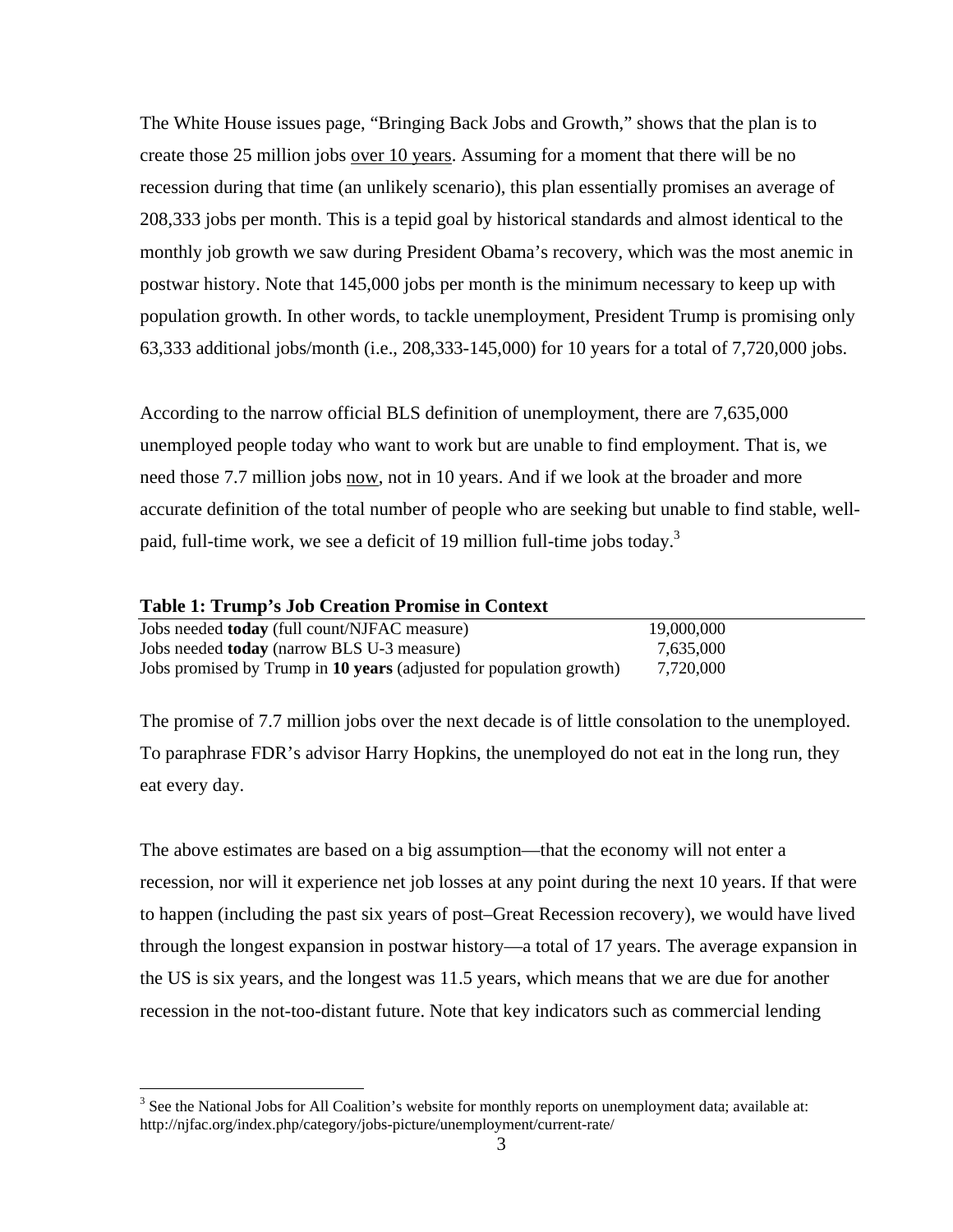The White House issues page, "Bringing Back Jobs and Growth," shows that the plan is to create those 25 million jobs over 10 years. Assuming for a moment that there will be no recession during that time (an unlikely scenario), this plan essentially promises an average of 208,333 jobs per month. This is a tepid goal by historical standards and almost identical to the monthly job growth we saw during President Obama's recovery, which was the most anemic in postwar history. Note that 145,000 jobs per month is the minimum necessary to keep up with population growth. In other words, to tackle unemployment, President Trump is promising only 63,333 additional jobs/month (i.e., 208,333-145,000) for 10 years for a total of 7,720,000 jobs.

According to the narrow official BLS definition of unemployment, there are 7,635,000 unemployed people today who want to work but are unable to find employment. That is, we need those 7.7 million jobs now, not in 10 years. And if we look at the broader and more accurate definition of the total number of people who are seeking but unable to find stable, well-paid, full-time work, we see a deficit of 19 million full-time jobs today.[3]

**Table 1: Trump's Job Creation Promise in Context**

| | |
|---|---|
| Jobs needed **today** (full count/NJFAC measure) | 19,000,000 |
| Jobs needed **today** (narrow BLS U-3 measure) | 7,635,000 |
| Jobs promised by Trump in **10 years** (adjusted for population growth) | 7,720,000 |

The promise of 7.7 million jobs over the next decade is of little consolation to the unemployed. To paraphrase FDR's advisor Harry Hopkins, the unemployed do not eat in the long run, they eat every day.

The above estimates are based on a big assumption—that the economy will not enter a recession, nor will it experience net job losses at any point during the next 10 years. If that were to happen (including the past six years of post–Great Recession recovery), we would have lived through the longest expansion in postwar history—a total of 17 years. The average expansion in the US is six years, and the longest was 11.5 years, which means that we are due for another recession in the not-too-distant future. Note that key indicators such as commercial lending

[3] See the National Jobs for All Coalition's website for monthly reports on unemployment data; available at: http://njfac.org/index.php/category/jobs-picture/unemployment/current-rate/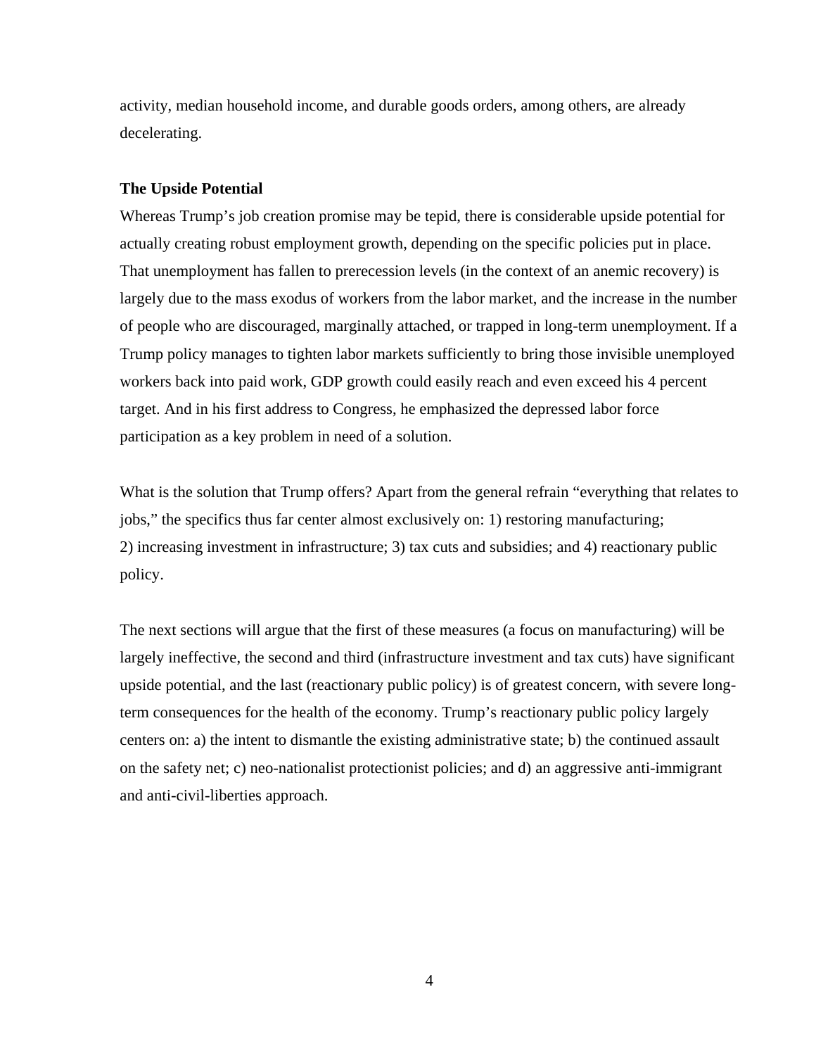activity, median household income, and durable goods orders, among others, are already decelerating.

**The Upside Potential**

Whereas Trump's job creation promise may be tepid, there is considerable upside potential for actually creating robust employment growth, depending on the specific policies put in place. That unemployment has fallen to prerecession levels (in the context of an anemic recovery) is largely due to the mass exodus of workers from the labor market, and the increase in the number of people who are discouraged, marginally attached, or trapped in long-term unemployment. If a Trump policy manages to tighten labor markets sufficiently to bring those invisible unemployed workers back into paid work, GDP growth could easily reach and even exceed his 4 percent target. And in his first address to Congress, he emphasized the depressed labor force participation as a key problem in need of a solution.

What is the solution that Trump offers? Apart from the general refrain "everything that relates to jobs," the specifics thus far center almost exclusively on: 1) restoring manufacturing; 2) increasing investment in infrastructure; 3) tax cuts and subsidies; and 4) reactionary public policy.

The next sections will argue that the first of these measures (a focus on manufacturing) will be largely ineffective, the second and third (infrastructure investment and tax cuts) have significant upside potential, and the last (reactionary public policy) is of greatest concern, with severe long-term consequences for the health of the economy. Trump's reactionary public policy largely centers on: a) the intent to dismantle the existing administrative state; b) the continued assault on the safety net; c) neo-nationalist protectionist policies; and d) an aggressive anti-immigrant and anti-civil-liberties approach.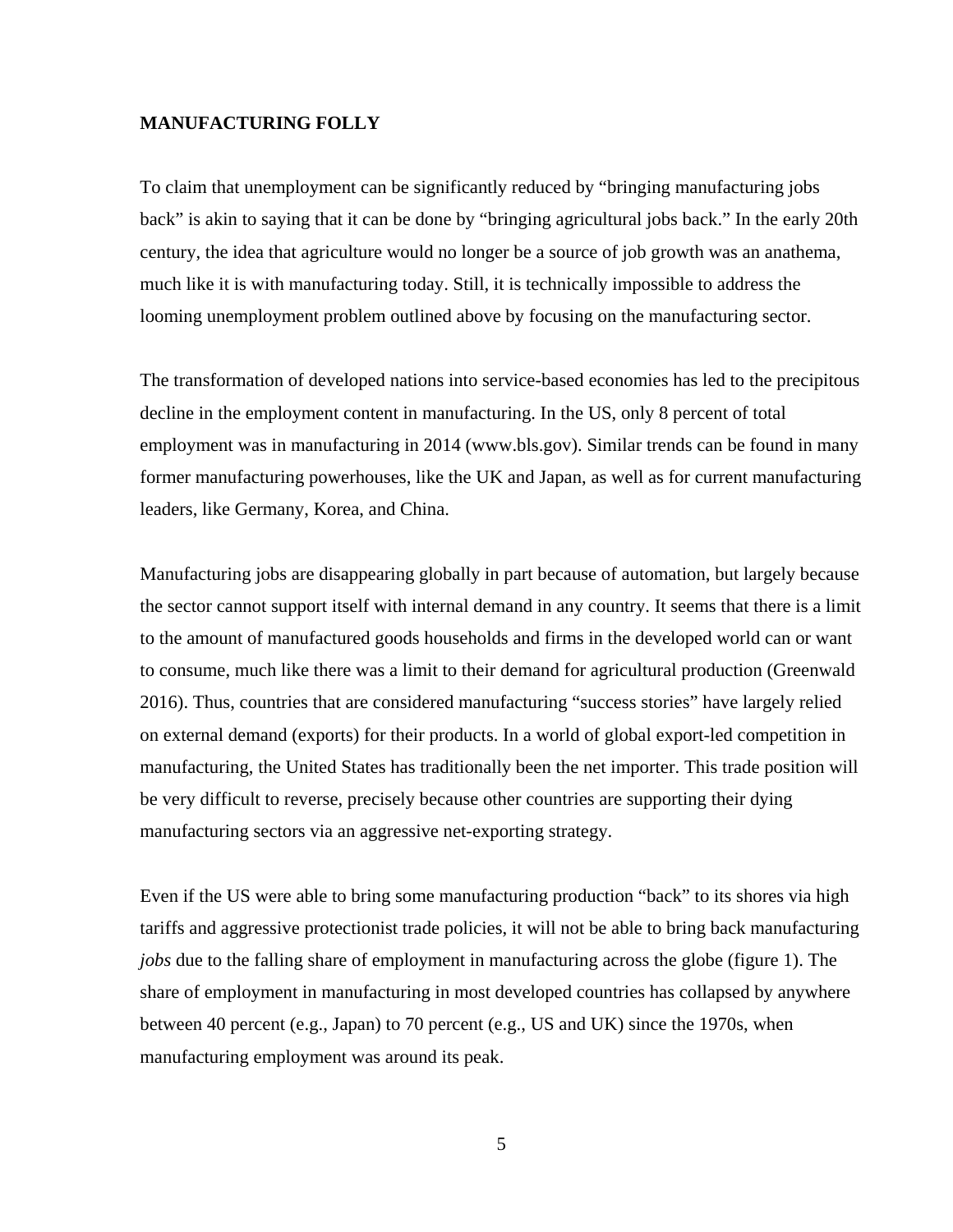## MANUFACTURING FOLLY

To claim that unemployment can be significantly reduced by "bringing manufacturing jobs back" is akin to saying that it can be done by "bringing agricultural jobs back." In the early 20th century, the idea that agriculture would no longer be a source of job growth was an anathema, much like it is with manufacturing today. Still, it is technically impossible to address the looming unemployment problem outlined above by focusing on the manufacturing sector.

The transformation of developed nations into service-based economies has led to the precipitous decline in the employment content in manufacturing. In the US, only 8 percent of total employment was in manufacturing in 2014 (www.bls.gov). Similar trends can be found in many former manufacturing powerhouses, like the UK and Japan, as well as for current manufacturing leaders, like Germany, Korea, and China.

Manufacturing jobs are disappearing globally in part because of automation, but largely because the sector cannot support itself with internal demand in any country. It seems that there is a limit to the amount of manufactured goods households and firms in the developed world can or want to consume, much like there was a limit to their demand for agricultural production (Greenwald 2016). Thus, countries that are considered manufacturing "success stories" have largely relied on external demand (exports) for their products. In a world of global export-led competition in manufacturing, the United States has traditionally been the net importer. This trade position will be very difficult to reverse, precisely because other countries are supporting their dying manufacturing sectors via an aggressive net-exporting strategy.

Even if the US were able to bring some manufacturing production "back" to its shores via high tariffs and aggressive protectionist trade policies, it will not be able to bring back manufacturing *jobs* due to the falling share of employment in manufacturing across the globe (figure 1). The share of employment in manufacturing in most developed countries has collapsed by anywhere between 40 percent (e.g., Japan) to 70 percent (e.g., US and UK) since the 1970s, when manufacturing employment was around its peak.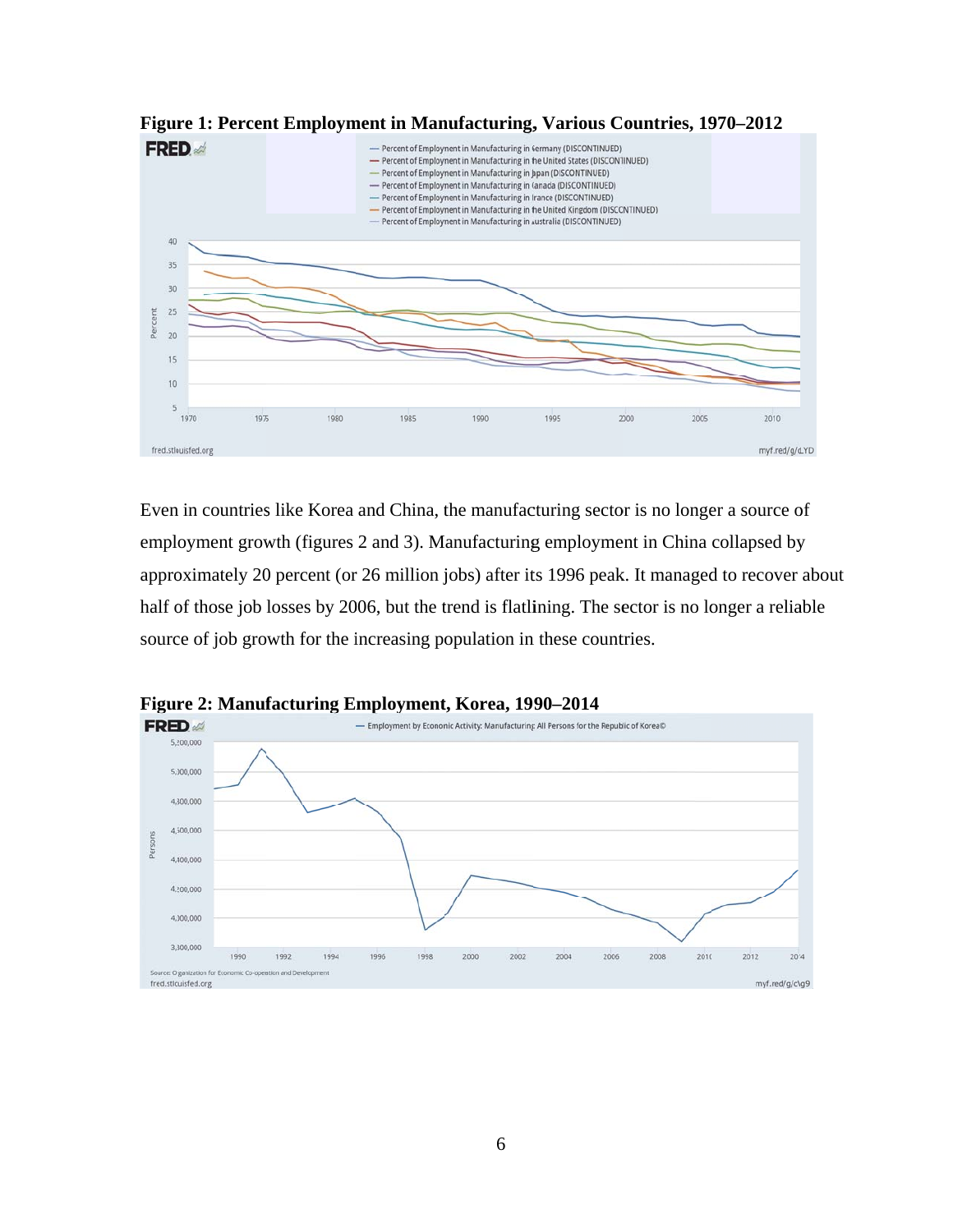**Figure 1: Percent Employment in Manufacturing, Various Countries, 1970–2012**

Even in countries like Korea and China, the manufacturing sector is no longer a source of employment growth (figures 2 and 3). Manufacturing employment in China collapsed by approximately 20 percent (or 26 million jobs) after its 1996 peak. It managed to recover about half of those job losses by 2006, but the trend is flatlining. The sector is no longer a reliable source of job growth for the increasing population in these countries.

**Figure 2: Manufacturing Employment, Korea, 1990–2014**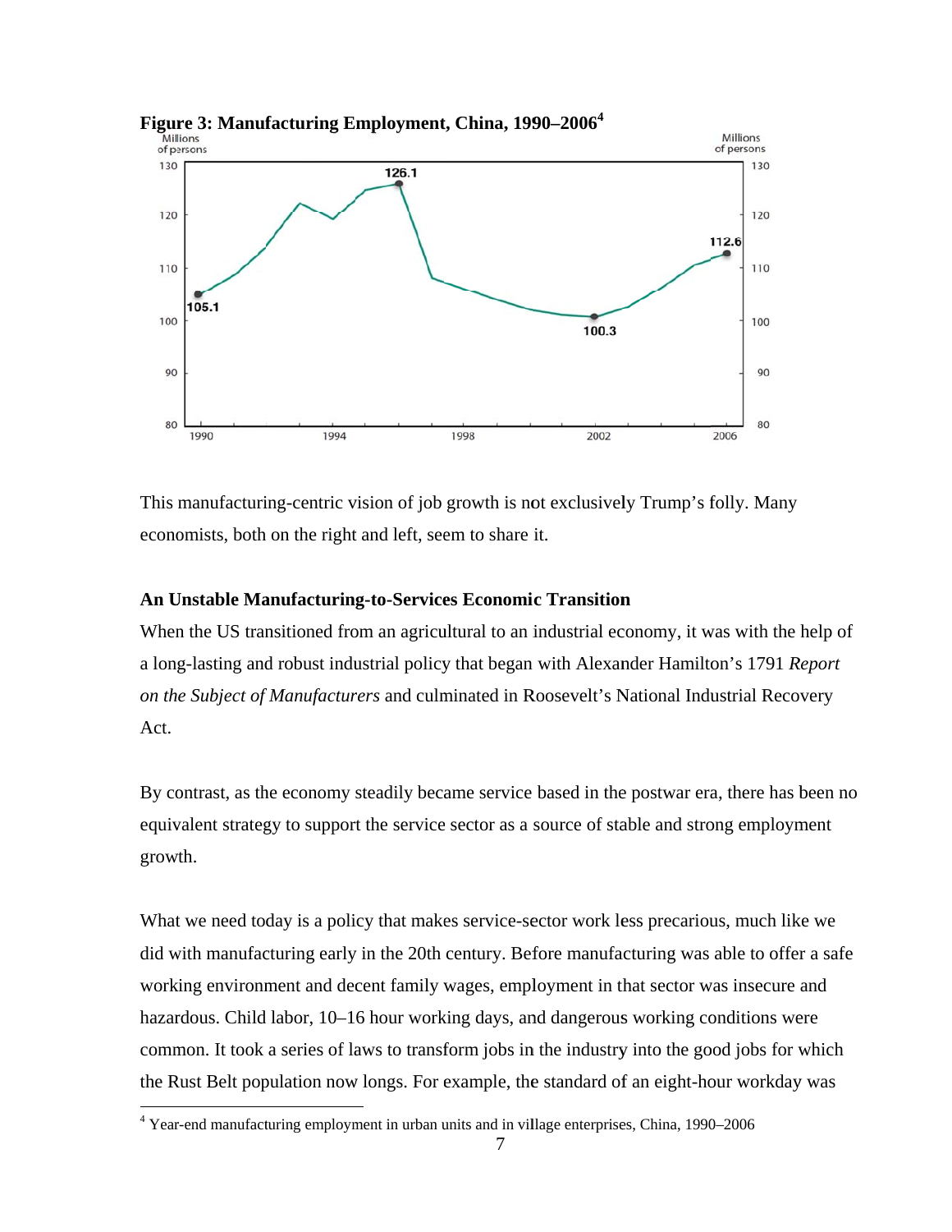**Figure 3: Manufacturing Employment, China, 1990–2006**[4]

This manufacturing-centric vision of job growth is not exclusively Trump's folly. Many economists, both on the right and left, seem to share it.

### An Unstable Manufacturing-to-Services Economic Transition

When the US transitioned from an agricultural to an industrial economy, it was with the help of a long-lasting and robust industrial policy that began with Alexander Hamilton's 1791 *Report on the Subject of Manufacturers* and culminated in Roosevelt's National Industrial Recovery Act.

By contrast, as the economy steadily became service based in the postwar era, there has been no equivalent strategy to support the service sector as a source of stable and strong employment growth.

What we need today is a policy that makes service-sector work less precarious, much like we did with manufacturing early in the 20th century. Before manufacturing was able to offer a safe working environment and decent family wages, employment in that sector was insecure and hazardous. Child labor, 10–16 hour working days, and dangerous working conditions were common. It took a series of laws to transform jobs in the industry into the good jobs for which the Rust Belt population now longs. For example, the standard of an eight-hour workday was

[4] Year-end manufacturing employment in urban units and in village enterprises, China, 1990–2006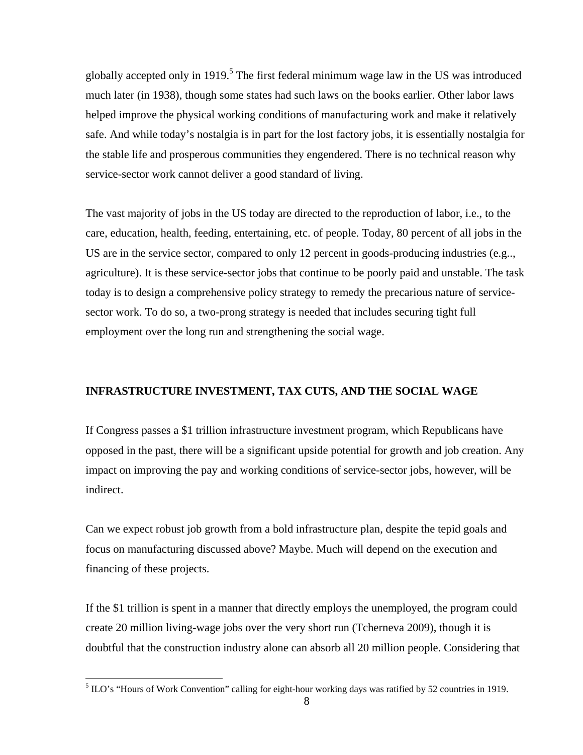globally accepted only in 1919.[5] The first federal minimum wage law in the US was introduced much later (in 1938), though some states had such laws on the books earlier. Other labor laws helped improve the physical working conditions of manufacturing work and make it relatively safe. And while today's nostalgia is in part for the lost factory jobs, it is essentially nostalgia for the stable life and prosperous communities they engendered. There is no technical reason why service-sector work cannot deliver a good standard of living.

The vast majority of jobs in the US today are directed to the reproduction of labor, i.e., to the care, education, health, feeding, entertaining, etc. of people. Today, 80 percent of all jobs in the US are in the service sector, compared to only 12 percent in goods-producing industries (e.g.., agriculture). It is these service-sector jobs that continue to be poorly paid and unstable. The task today is to design a comprehensive policy strategy to remedy the precarious nature of service-sector work. To do so, a two-prong strategy is needed that includes securing tight full employment over the long run and strengthening the social wage.

## INFRASTRUCTURE INVESTMENT, TAX CUTS, AND THE SOCIAL WAGE

If Congress passes a $1 trillion infrastructure investment program, which Republicans have opposed in the past, there will be a significant upside potential for growth and job creation. Any impact on improving the pay and working conditions of service-sector jobs, however, will be indirect.

Can we expect robust job growth from a bold infrastructure plan, despite the tepid goals and focus on manufacturing discussed above? Maybe. Much will depend on the execution and financing of these projects.

If the $1 trillion is spent in a manner that directly employs the unemployed, the program could create 20 million living-wage jobs over the very short run (Tcherneva 2009), though it is doubtful that the construction industry alone can absorb all 20 million people. Considering that

[5] ILO's "Hours of Work Convention" calling for eight-hour working days was ratified by 52 countries in 1919.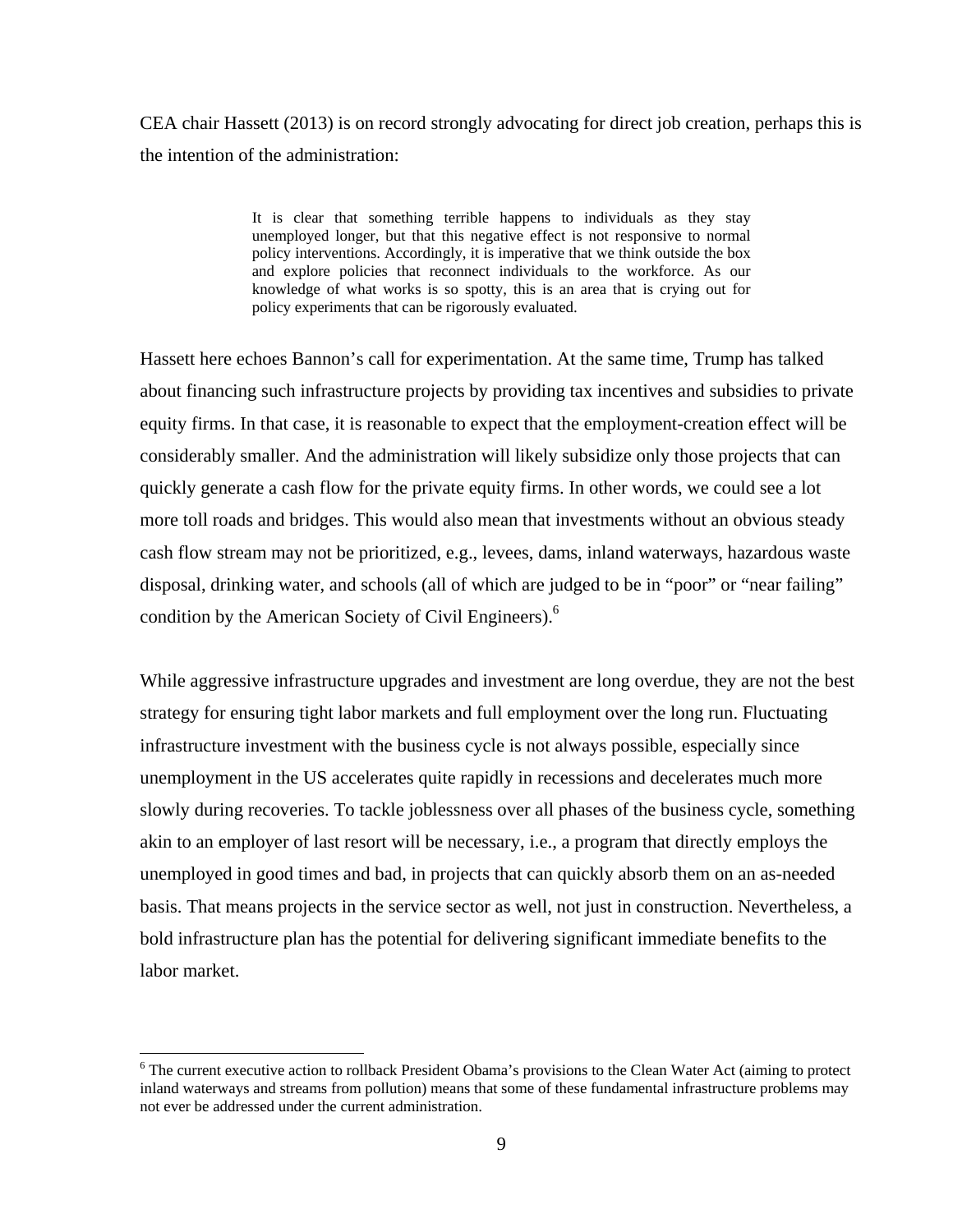CEA chair Hassett (2013) is on record strongly advocating for direct job creation, perhaps this is the intention of the administration:

> It is clear that something terrible happens to individuals as they stay unemployed longer, but that this negative effect is not responsive to normal policy interventions. Accordingly, it is imperative that we think outside the box and explore policies that reconnect individuals to the workforce. As our knowledge of what works is so spotty, this is an area that is crying out for policy experiments that can be rigorously evaluated.

Hassett here echoes Bannon's call for experimentation. At the same time, Trump has talked about financing such infrastructure projects by providing tax incentives and subsidies to private equity firms. In that case, it is reasonable to expect that the employment-creation effect will be considerably smaller. And the administration will likely subsidize only those projects that can quickly generate a cash flow for the private equity firms. In other words, we could see a lot more toll roads and bridges. This would also mean that investments without an obvious steady cash flow stream may not be prioritized, e.g., levees, dams, inland waterways, hazardous waste disposal, drinking water, and schools (all of which are judged to be in "poor" or "near failing" condition by the American Society of Civil Engineers).[6]

While aggressive infrastructure upgrades and investment are long overdue, they are not the best strategy for ensuring tight labor markets and full employment over the long run. Fluctuating infrastructure investment with the business cycle is not always possible, especially since unemployment in the US accelerates quite rapidly in recessions and decelerates much more slowly during recoveries. To tackle joblessness over all phases of the business cycle, something akin to an employer of last resort will be necessary, i.e., a program that directly employs the unemployed in good times and bad, in projects that can quickly absorb them on an as-needed basis. That means projects in the service sector as well, not just in construction. Nevertheless, a bold infrastructure plan has the potential for delivering significant immediate benefits to the labor market.

---

[6] The current executive action to rollback President Obama's provisions to the Clean Water Act (aiming to protect inland waterways and streams from pollution) means that some of these fundamental infrastructure problems may not ever be addressed under the current administration.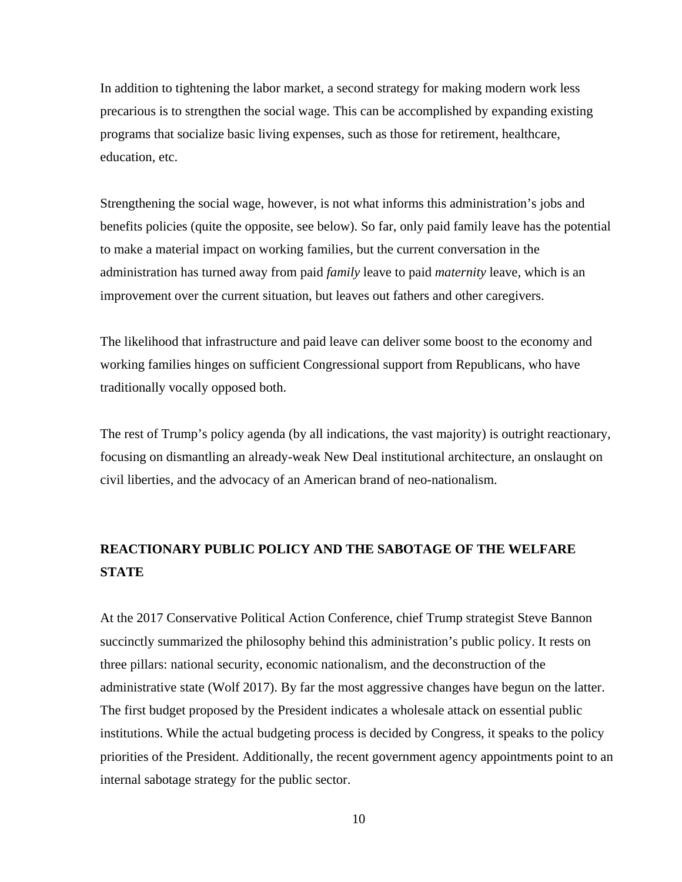In addition to tightening the labor market, a second strategy for making modern work less precarious is to strengthen the social wage. This can be accomplished by expanding existing programs that socialize basic living expenses, such as those for retirement, healthcare, education, etc.

Strengthening the social wage, however, is not what informs this administration's jobs and benefits policies (quite the opposite, see below). So far, only paid family leave has the potential to make a material impact on working families, but the current conversation in the administration has turned away from paid *family* leave to paid *maternity* leave, which is an improvement over the current situation, but leaves out fathers and other caregivers.

The likelihood that infrastructure and paid leave can deliver some boost to the economy and working families hinges on sufficient Congressional support from Republicans, who have traditionally vocally opposed both.

The rest of Trump's policy agenda (by all indications, the vast majority) is outright reactionary, focusing on dismantling an already-weak New Deal institutional architecture, an onslaught on civil liberties, and the advocacy of an American brand of neo-nationalism.

## REACTIONARY PUBLIC POLICY AND THE SABOTAGE OF THE WELFARE STATE

At the 2017 Conservative Political Action Conference, chief Trump strategist Steve Bannon succinctly summarized the philosophy behind this administration's public policy. It rests on three pillars: national security, economic nationalism, and the deconstruction of the administrative state (Wolf 2017). By far the most aggressive changes have begun on the latter. The first budget proposed by the President indicates a wholesale attack on essential public institutions. While the actual budgeting process is decided by Congress, it speaks to the policy priorities of the President. Additionally, the recent government agency appointments point to an internal sabotage strategy for the public sector.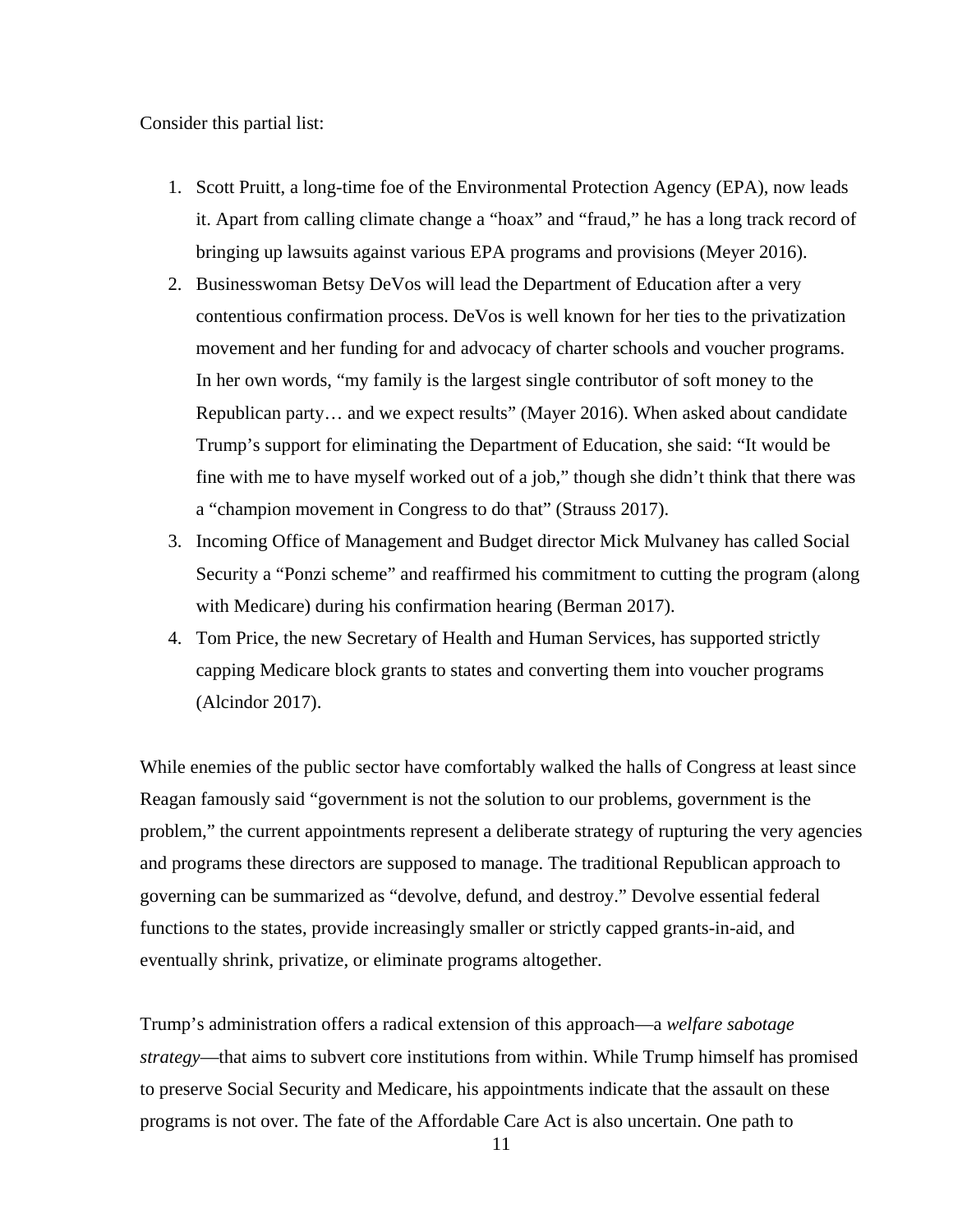Consider this partial list:

1. Scott Pruitt, a long-time foe of the Environmental Protection Agency (EPA), now leads it. Apart from calling climate change a "hoax" and "fraud," he has a long track record of bringing up lawsuits against various EPA programs and provisions (Meyer 2016).
2. Businesswoman Betsy DeVos will lead the Department of Education after a very contentious confirmation process. DeVos is well known for her ties to the privatization movement and her funding for and advocacy of charter schools and voucher programs. In her own words, "my family is the largest single contributor of soft money to the Republican party… and we expect results" (Mayer 2016). When asked about candidate Trump's support for eliminating the Department of Education, she said: "It would be fine with me to have myself worked out of a job," though she didn't think that there was a "champion movement in Congress to do that" (Strauss 2017).
3. Incoming Office of Management and Budget director Mick Mulvaney has called Social Security a "Ponzi scheme" and reaffirmed his commitment to cutting the program (along with Medicare) during his confirmation hearing (Berman 2017).
4. Tom Price, the new Secretary of Health and Human Services, has supported strictly capping Medicare block grants to states and converting them into voucher programs (Alcindor 2017).

While enemies of the public sector have comfortably walked the halls of Congress at least since Reagan famously said "government is not the solution to our problems, government is the problem," the current appointments represent a deliberate strategy of rupturing the very agencies and programs these directors are supposed to manage. The traditional Republican approach to governing can be summarized as "devolve, defund, and destroy." Devolve essential federal functions to the states, provide increasingly smaller or strictly capped grants-in-aid, and eventually shrink, privatize, or eliminate programs altogether.

Trump's administration offers a radical extension of this approach—a *welfare sabotage strategy*—that aims to subvert core institutions from within. While Trump himself has promised to preserve Social Security and Medicare, his appointments indicate that the assault on these programs is not over. The fate of the Affordable Care Act is also uncertain. One path to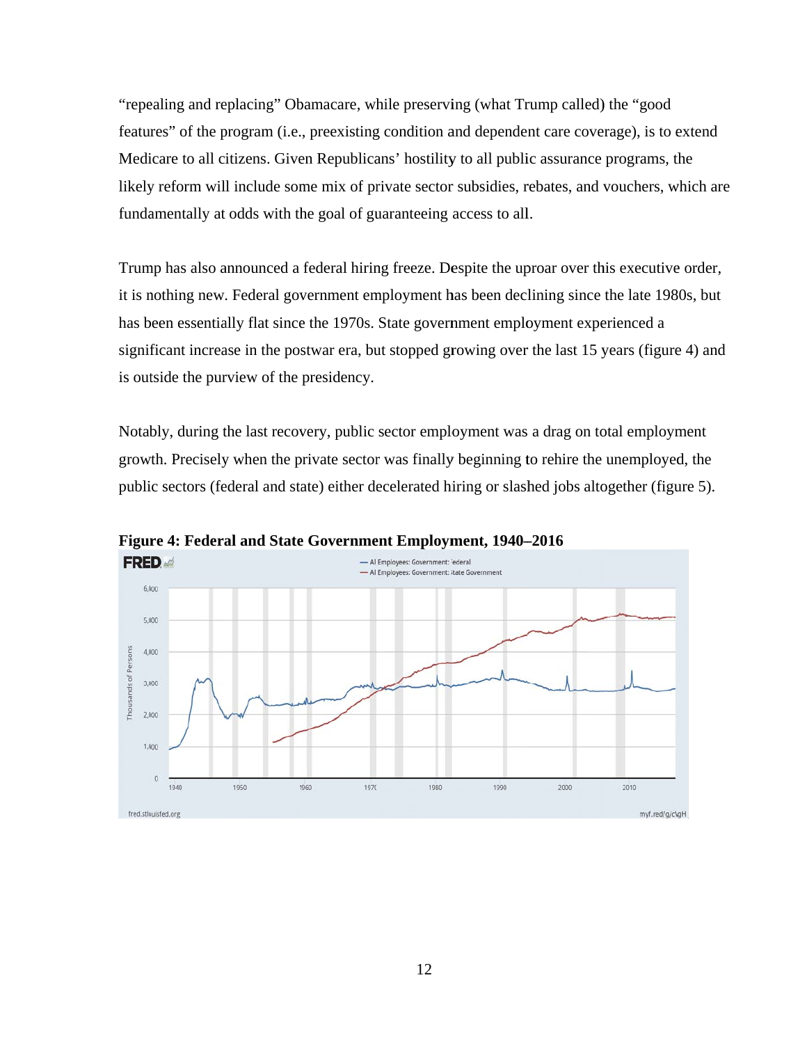"repealing and replacing" Obamacare, while preserving (what Trump called) the "good features" of the program (i.e., preexisting condition and dependent care coverage), is to extend Medicare to all citizens. Given Republicans' hostility to all public assurance programs, the likely reform will include some mix of private sector subsidies, rebates, and vouchers, which are fundamentally at odds with the goal of guaranteeing access to all.

Trump has also announced a federal hiring freeze. Despite the uproar over this executive order, it is nothing new. Federal government employment has been declining since the late 1980s, but has been essentially flat since the 1970s. State government employment experienced a significant increase in the postwar era, but stopped growing over the last 15 years (figure 4) and is outside the purview of the presidency.

Notably, during the last recovery, public sector employment was a drag on total employment growth. Precisely when the private sector was finally beginning to rehire the unemployed, the public sectors (federal and state) either decelerated hiring or slashed jobs altogether (figure 5).

**Figure 4: Federal and State Government Employment, 1940–2016**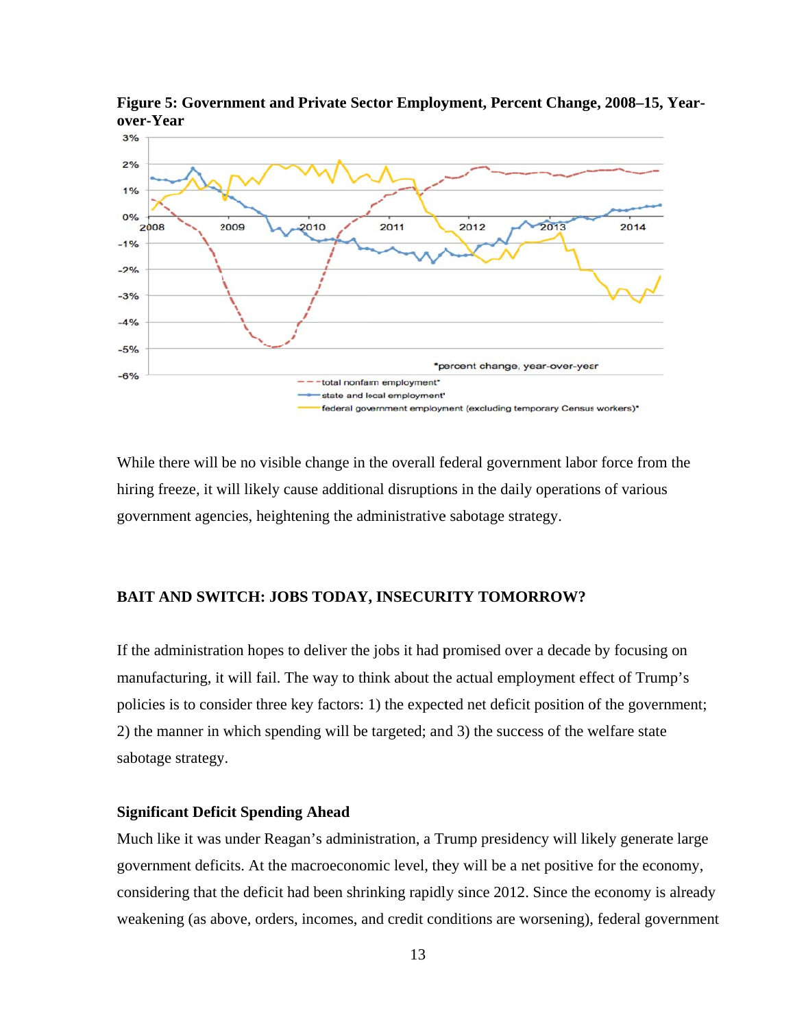**Figure 5: Government and Private Sector Employment, Percent Change, 2008–15, Year-over-Year**

While there will be no visible change in the overall federal government labor force from the hiring freeze, it will likely cause additional disruptions in the daily operations of various government agencies, heightening the administrative sabotage strategy.

## BAIT AND SWITCH: JOBS TODAY, INSECURITY TOMORROW?

If the administration hopes to deliver the jobs it had promised over a decade by focusing on manufacturing, it will fail. The way to think about the actual employment effect of Trump's policies is to consider three key factors: 1) the expected net deficit position of the government; 2) the manner in which spending will be targeted; and 3) the success of the welfare state sabotage strategy.

### Significant Deficit Spending Ahead

Much like it was under Reagan's administration, a Trump presidency will likely generate large government deficits. At the macroeconomic level, they will be a net positive for the economy, considering that the deficit had been shrinking rapidly since 2012. Since the economy is already weakening (as above, orders, incomes, and credit conditions are worsening), federal government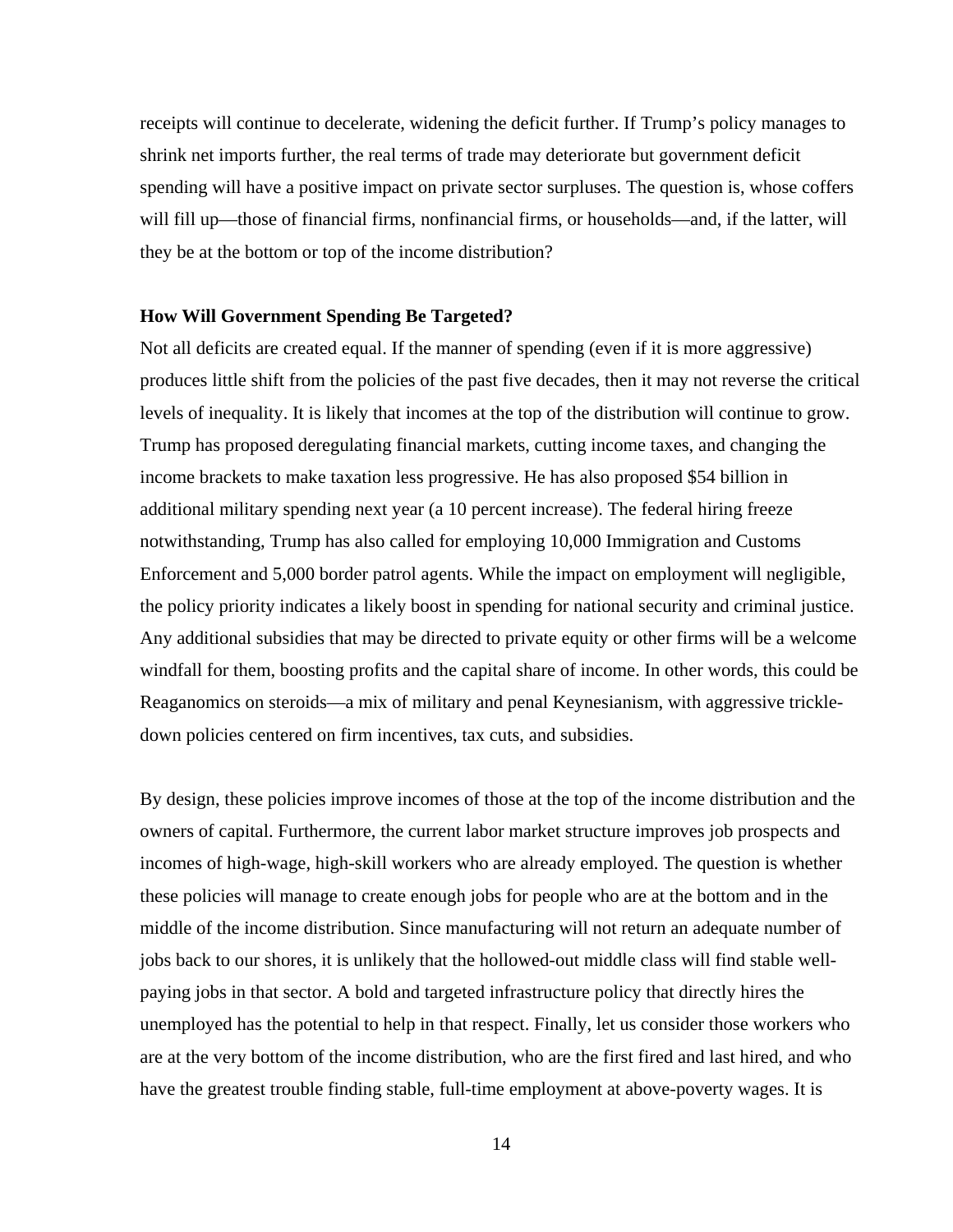receipts will continue to decelerate, widening the deficit further. If Trump's policy manages to shrink net imports further, the real terms of trade may deteriorate but government deficit spending will have a positive impact on private sector surpluses. The question is, whose coffers will fill up—those of financial firms, nonfinancial firms, or households—and, if the latter, will they be at the bottom or top of the income distribution?

**How Will Government Spending Be Targeted?**

Not all deficits are created equal. If the manner of spending (even if it is more aggressive) produces little shift from the policies of the past five decades, then it may not reverse the critical levels of inequality. It is likely that incomes at the top of the distribution will continue to grow. Trump has proposed deregulating financial markets, cutting income taxes, and changing the income brackets to make taxation less progressive. He has also proposed $54 billion in additional military spending next year (a 10 percent increase). The federal hiring freeze notwithstanding, Trump has also called for employing 10,000 Immigration and Customs Enforcement and 5,000 border patrol agents. While the impact on employment will negligible, the policy priority indicates a likely boost in spending for national security and criminal justice. Any additional subsidies that may be directed to private equity or other firms will be a welcome windfall for them, boosting profits and the capital share of income. In other words, this could be Reaganomics on steroids—a mix of military and penal Keynesianism, with aggressive trickle-down policies centered on firm incentives, tax cuts, and subsidies.

By design, these policies improve incomes of those at the top of the income distribution and the owners of capital. Furthermore, the current labor market structure improves job prospects and incomes of high-wage, high-skill workers who are already employed. The question is whether these policies will manage to create enough jobs for people who are at the bottom and in the middle of the income distribution. Since manufacturing will not return an adequate number of jobs back to our shores, it is unlikely that the hollowed-out middle class will find stable well-paying jobs in that sector. A bold and targeted infrastructure policy that directly hires the unemployed has the potential to help in that respect. Finally, let us consider those workers who are at the very bottom of the income distribution, who are the first fired and last hired, and who have the greatest trouble finding stable, full-time employment at above-poverty wages. It is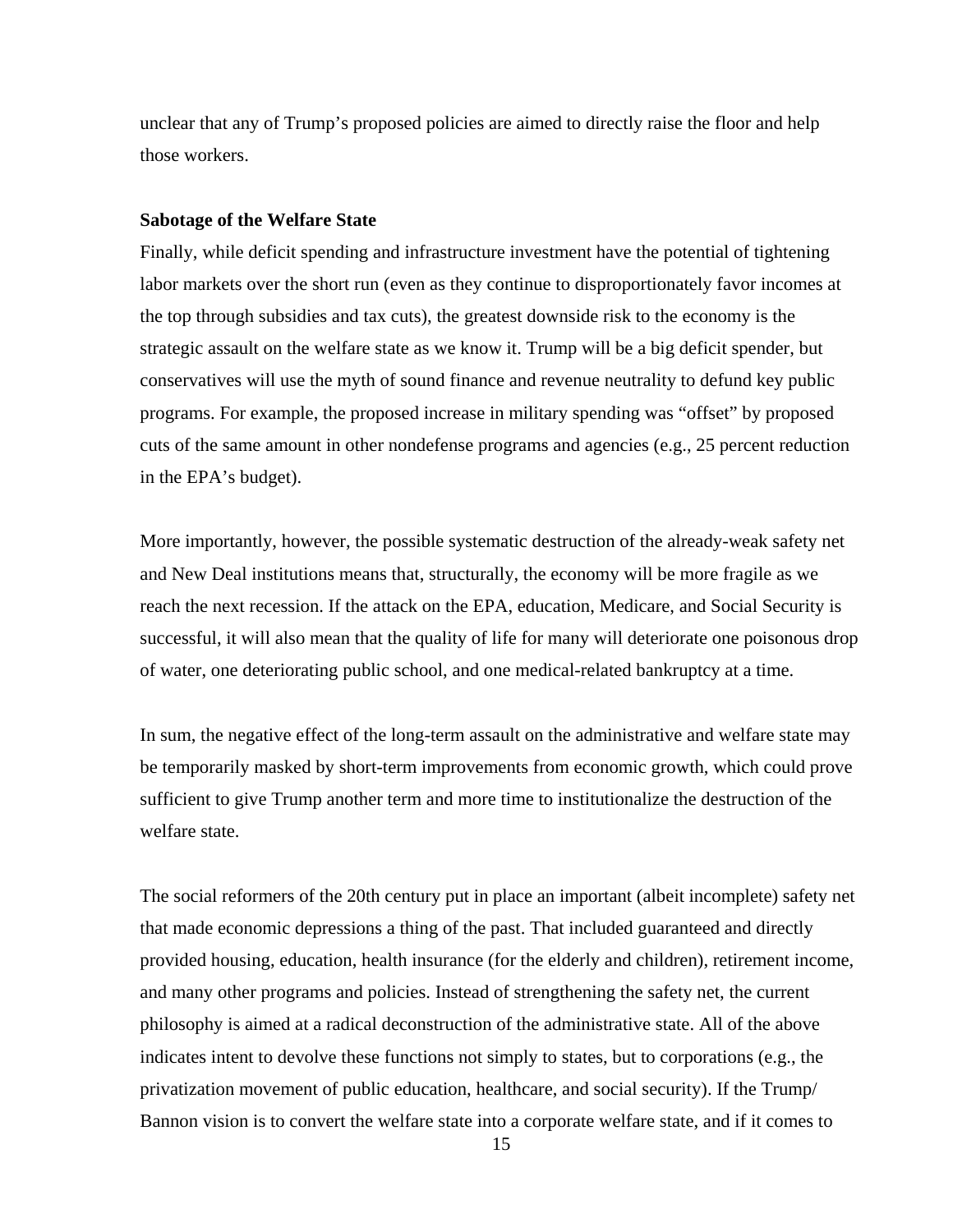unclear that any of Trump's proposed policies are aimed to directly raise the floor and help those workers.

**Sabotage of the Welfare State**

Finally, while deficit spending and infrastructure investment have the potential of tightening labor markets over the short run (even as they continue to disproportionately favor incomes at the top through subsidies and tax cuts), the greatest downside risk to the economy is the strategic assault on the welfare state as we know it. Trump will be a big deficit spender, but conservatives will use the myth of sound finance and revenue neutrality to defund key public programs. For example, the proposed increase in military spending was "offset" by proposed cuts of the same amount in other nondefense programs and agencies (e.g., 25 percent reduction in the EPA's budget).

More importantly, however, the possible systematic destruction of the already-weak safety net and New Deal institutions means that, structurally, the economy will be more fragile as we reach the next recession. If the attack on the EPA, education, Medicare, and Social Security is successful, it will also mean that the quality of life for many will deteriorate one poisonous drop of water, one deteriorating public school, and one medical-related bankruptcy at a time.

In sum, the negative effect of the long-term assault on the administrative and welfare state may be temporarily masked by short-term improvements from economic growth, which could prove sufficient to give Trump another term and more time to institutionalize the destruction of the welfare state.

The social reformers of the 20th century put in place an important (albeit incomplete) safety net that made economic depressions a thing of the past. That included guaranteed and directly provided housing, education, health insurance (for the elderly and children), retirement income, and many other programs and policies. Instead of strengthening the safety net, the current philosophy is aimed at a radical deconstruction of the administrative state. All of the above indicates intent to devolve these functions not simply to states, but to corporations (e.g., the privatization movement of public education, healthcare, and social security). If the Trump/Bannon vision is to convert the welfare state into a corporate welfare state, and if it comes to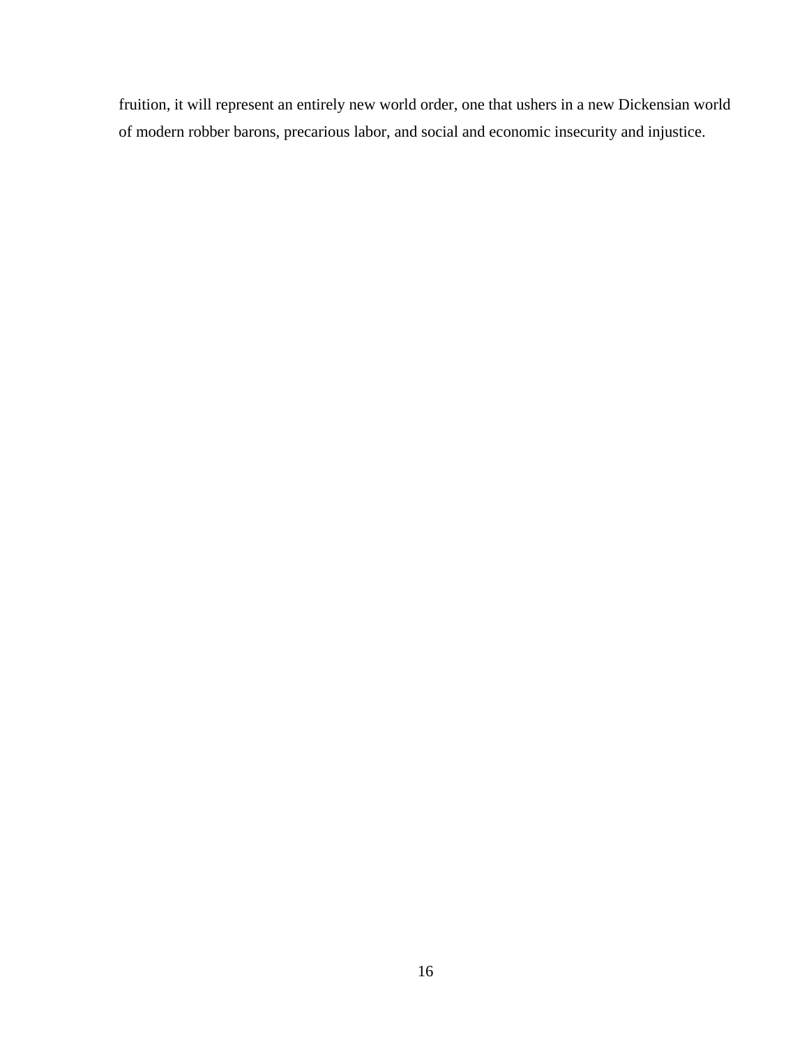fruition, it will represent an entirely new world order, one that ushers in a new Dickensian world of modern robber barons, precarious labor, and social and economic insecurity and injustice.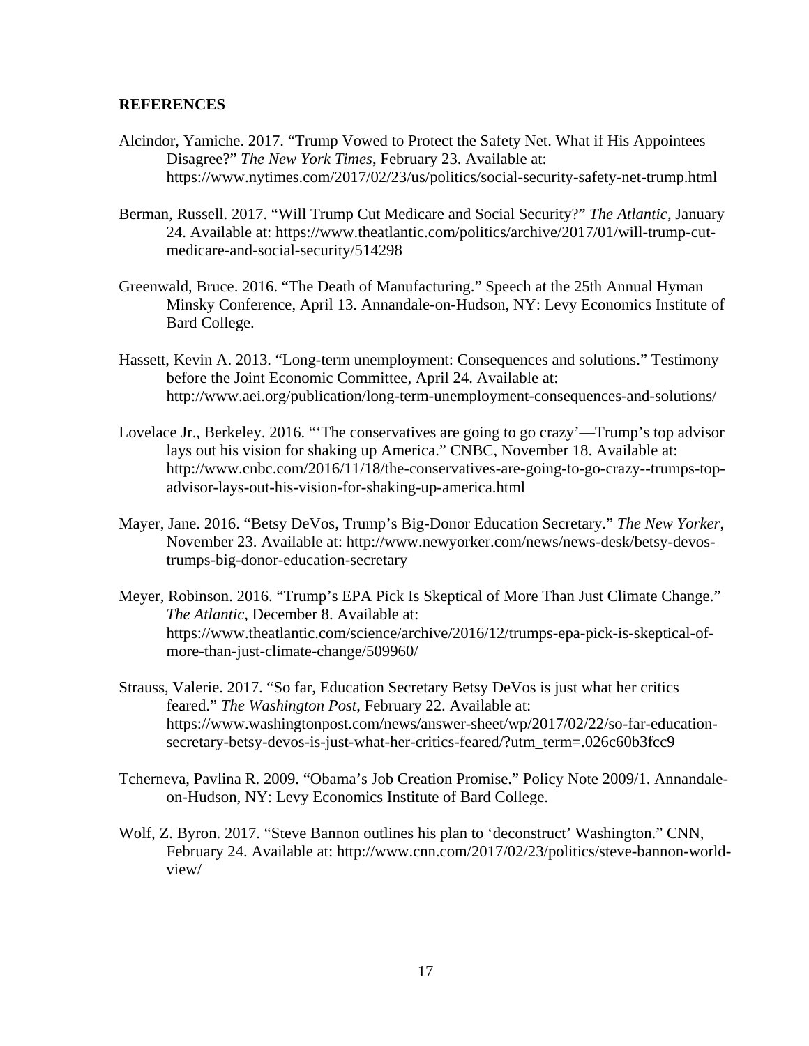**REFERENCES**

Alcindor, Yamiche. 2017. "Trump Vowed to Protect the Safety Net. What if His Appointees Disagree?" *The New York Times*, February 23. Available at: https://www.nytimes.com/2017/02/23/us/politics/social-security-safety-net-trump.html

Berman, Russell. 2017. "Will Trump Cut Medicare and Social Security?" *The Atlantic*, January 24. Available at: https://www.theatlantic.com/politics/archive/2017/01/will-trump-cut-medicare-and-social-security/514298

Greenwald, Bruce. 2016. "The Death of Manufacturing." Speech at the 25th Annual Hyman Minsky Conference, April 13. Annandale-on-Hudson, NY: Levy Economics Institute of Bard College.

Hassett, Kevin A. 2013. "Long-term unemployment: Consequences and solutions." Testimony before the Joint Economic Committee, April 24. Available at: http://www.aei.org/publication/long-term-unemployment-consequences-and-solutions/

Lovelace Jr., Berkeley. 2016. "'The conservatives are going to go crazy'—Trump's top advisor lays out his vision for shaking up America." CNBC, November 18. Available at: http://www.cnbc.com/2016/11/18/the-conservatives-are-going-to-go-crazy--trumps-top-advisor-lays-out-his-vision-for-shaking-up-america.html

Mayer, Jane. 2016. "Betsy DeVos, Trump's Big-Donor Education Secretary." *The New Yorker*, November 23. Available at: http://www.newyorker.com/news/news-desk/betsy-devos-trumps-big-donor-education-secretary

Meyer, Robinson. 2016. "Trump's EPA Pick Is Skeptical of More Than Just Climate Change." *The Atlantic*, December 8. Available at: https://www.theatlantic.com/science/archive/2016/12/trumps-epa-pick-is-skeptical-of-more-than-just-climate-change/509960/

Strauss, Valerie. 2017. "So far, Education Secretary Betsy DeVos is just what her critics feared." *The Washington Post*, February 22. Available at: https://www.washingtonpost.com/news/answer-sheet/wp/2017/02/22/so-far-education-secretary-betsy-devos-is-just-what-her-critics-feared/?utm_term=.026c60b3fcc9

Tcherneva, Pavlina R. 2009. "Obama's Job Creation Promise." Policy Note 2009/1. Annandale-on-Hudson, NY: Levy Economics Institute of Bard College.

Wolf, Z. Byron. 2017. "Steve Bannon outlines his plan to 'deconstruct' Washington." CNN, February 24. Available at: http://www.cnn.com/2017/02/23/politics/steve-bannon-world-view/